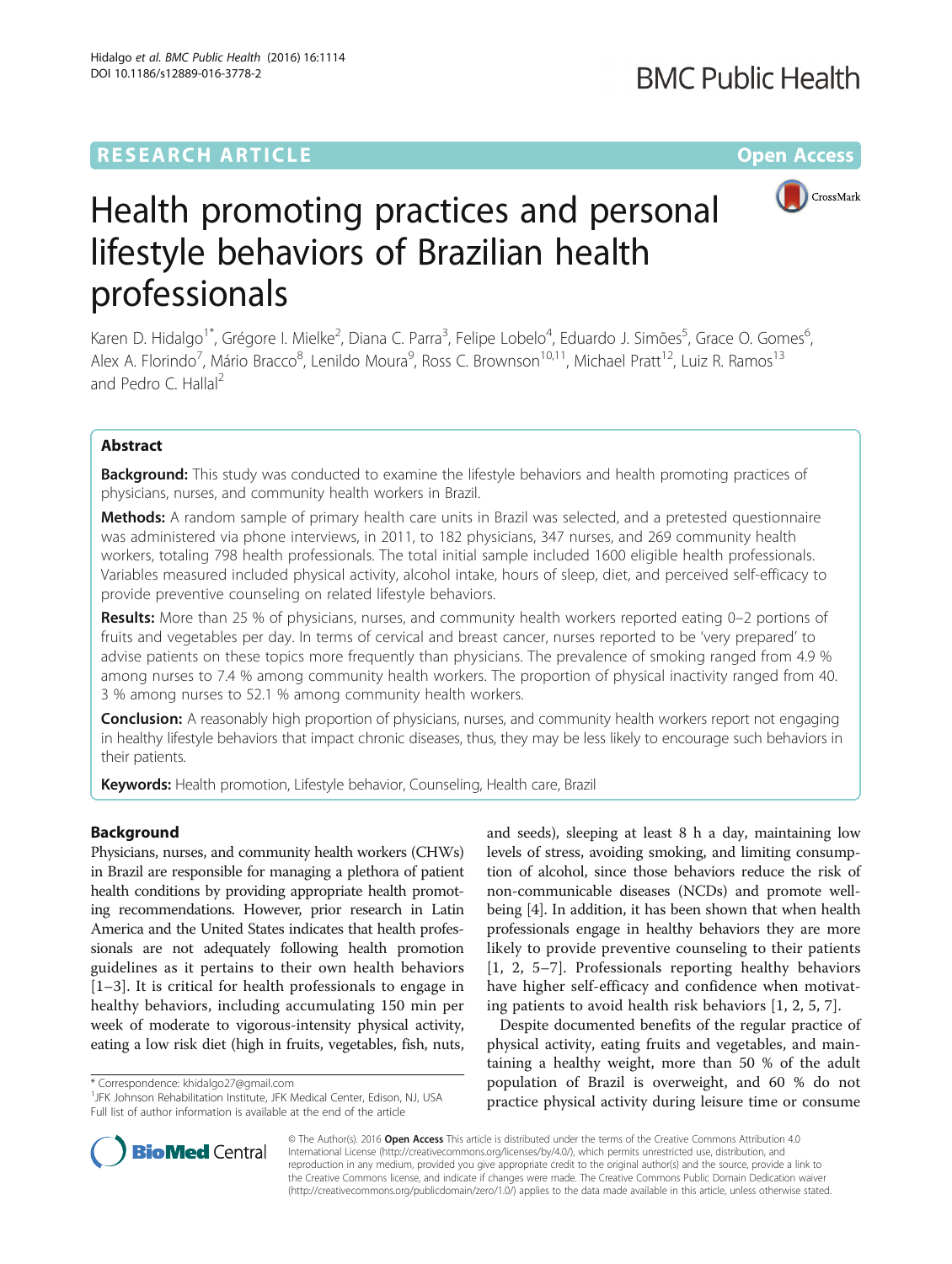RESEARCH ARTICLE

Open Access

# Health promoting practices and personal lifestyle behaviors of Brazilian health professionals

Karen D. Hidalgo[1*], Grégore I. Mielke[2], Diana C. Parra[3], Felipe Lobelo[4], Eduardo J. Simões[5], Grace O. Gomes[6], Alex A. Florindo[7], Mário Bracco[8], Lenildo Moura[9], Ross C. Brownson[10,11], Michael Pratt[12], Luiz R. Ramos[13] and Pedro C. Hallal[2]

## Abstract

**Background:** This study was conducted to examine the lifestyle behaviors and health promoting practices of physicians, nurses, and community health workers in Brazil.

**Methods:** A random sample of primary health care units in Brazil was selected, and a pretested questionnaire was administered via phone interviews, in 2011, to 182 physicians, 347 nurses, and 269 community health workers, totaling 798 health professionals. The total initial sample included 1600 eligible health professionals. Variables measured included physical activity, alcohol intake, hours of sleep, diet, and perceived self-efficacy to provide preventive counseling on related lifestyle behaviors.

**Results:** More than 25 % of physicians, nurses, and community health workers reported eating 0–2 portions of fruits and vegetables per day. In terms of cervical and breast cancer, nurses reported to be 'very prepared' to advise patients on these topics more frequently than physicians. The prevalence of smoking ranged from 4.9 % among nurses to 7.4 % among community health workers. The proportion of physical inactivity ranged from 40.3 % among nurses to 52.1 % among community health workers.

**Conclusion:** A reasonably high proportion of physicians, nurses, and community health workers report not engaging in healthy lifestyle behaviors that impact chronic diseases, thus, they may be less likely to encourage such behaviors in their patients.

**Keywords:** Health promotion, Lifestyle behavior, Counseling, Health care, Brazil

## Background

Physicians, nurses, and community health workers (CHWs) in Brazil are responsible for managing a plethora of patient health conditions by providing appropriate health promoting recommendations. However, prior research in Latin America and the United States indicates that health professionals are not adequately following health promotion guidelines as it pertains to their own health behaviors [1–3]. It is critical for health professionals to engage in healthy behaviors, including accumulating 150 min per week of moderate to vigorous-intensity physical activity, eating a low risk diet (high in fruits, vegetables, fish, nuts, and seeds), sleeping at least 8 h a day, maintaining low levels of stress, avoiding smoking, and limiting consumption of alcohol, since those behaviors reduce the risk of non-communicable diseases (NCDs) and promote well-being [4]. In addition, it has been shown that when health professionals engage in healthy behaviors they are more likely to provide preventive counseling to their patients [1, 2, 5–7]. Professionals reporting healthy behaviors have higher self-efficacy and confidence when motivating patients to avoid health risk behaviors [1, 2, 5, 7].

Despite documented benefits of the regular practice of physical activity, eating fruits and vegetables, and maintaining a healthy weight, more than 50 % of the adult population of Brazil is overweight, and 60 % do not practice physical activity during leisure time or consume

* Correspondence: khidalgo27@gmail.com
[1]JFK Johnson Rehabilitation Institute, JFK Medical Center, Edison, NJ, USA
Full list of author information is available at the end of the article

© The Author(s). 2016 **Open Access** This article is distributed under the terms of the Creative Commons Attribution 4.0 International License (http://creativecommons.org/licenses/by/4.0/), which permits unrestricted use, distribution, and reproduction in any medium, provided you give appropriate credit to the original author(s) and the source, provide a link to the Creative Commons license, and indicate if changes were made. The Creative Commons Public Domain Dedication waiver (http://creativecommons.org/publicdomain/zero/1.0/) applies to the data made available in this article, unless otherwise stated.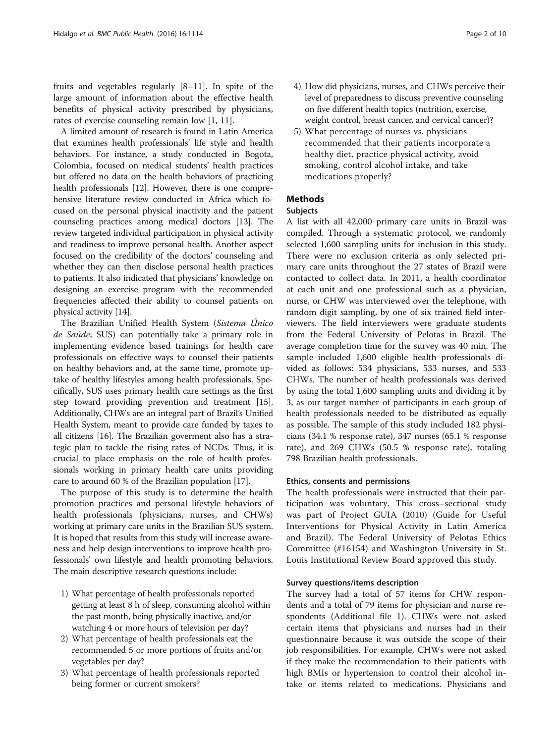fruits and vegetables regularly [8–11]. In spite of the large amount of information about the effective health benefits of physical activity prescribed by physicians, rates of exercise counseling remain low [1, 11].

A limited amount of research is found in Latin America that examines health professionals' life style and health behaviors. For instance, a study conducted in Bogota, Colombia, focused on medical students' health practices but offered no data on the health behaviors of practicing health professionals [12]. However, there is one comprehensive literature review conducted in Africa which focused on the personal physical inactivity and the patient counseling practices among medical doctors [13]. The review targeted individual participation in physical activity and readiness to improve personal health. Another aspect focused on the credibility of the doctors' counseling and whether they can then disclose personal health practices to patients. It also indicated that physicians' knowledge on designing an exercise program with the recommended frequencies affected their ability to counsel patients on physical activity [14].

The Brazilian Unified Health System (*Sistema Único de Saúde*; SUS) can potentially take a primary role in implementing evidence based trainings for health care professionals on effective ways to counsel their patients on healthy behaviors and, at the same time, promote uptake of healthy lifestyles among health professionals. Specifically, SUS uses primary health care settings as the first step toward providing prevention and treatment [15]. Additionally, CHWs are an integral part of Brazil's Unified Health System, meant to provide care funded by taxes to all citizens [16]. The Brazilian goverment also has a strategic plan to tackle the rising rates of NCDs. Thus, it is crucial to place emphasis on the role of health professionals working in primary health care units providing care to around 60 % of the Brazilian population [17].

The purpose of this study is to determine the health promotion practices and personal lifestyle behaviors of health professionals (physicians, nurses, and CHWs) working at primary care units in the Brazilian SUS system. It is hoped that results from this study will increase awareness and help design interventions to improve health professionals' own lifestyle and health promoting behaviors. The main descriptive research questions include:

1) What percentage of health professionals reported getting at least 8 h of sleep, consuming alcohol within the past month, being physically inactive, and/or watching 4 or more hours of television per day?
2) What percentage of health professionals eat the recommended 5 or more portions of fruits and/or vegetables per day?
3) What percentage of health professionals reported being former or current smokers?
4) How did physicians, nurses, and CHWs perceive their level of preparedness to discuss preventive counseling on five different health topics (nutrition, exercise, weight control, breast cancer, and cervical cancer)?
5) What percentage of nurses vs. physicians recommended that their patients incorporate a healthy diet, practice physical activity, avoid smoking, control alcohol intake, and take medications properly?

## Methods

### Subjects

A list with all 42,000 primary care units in Brazil was compiled. Through a systematic protocol, we randomly selected 1,600 sampling units for inclusion in this study. There were no exclusion criteria as only selected primary care units throughout the 27 states of Brazil were contacted to collect data. In 2011, a health coordinator at each unit and one professional such as a physician, nurse, or CHW was interviewed over the telephone, with random digit sampling, by one of six trained field interviewers. The field interviewers were graduate students from the Federal University of Pelotas in Brazil. The average completion time for the survey was 40 min. The sample included 1,600 eligible health professionals divided as follows: 534 physicians, 533 nurses, and 533 CHWs. The number of health professionals was derived by using the total 1,600 sampling units and dividing it by 3, as our target number of participants in each group of health professionals needed to be distributed as equally as possible. The sample of this study included 182 physicians (34.1 % response rate), 347 nurses (65.1 % response rate), and 269 CHWs (50.5 % response rate), totaling 798 Brazilian health professionals.

### Ethics, consents and permissions

The health professionals were instructed that their participation was voluntary. This cross–sectional study was part of Project GUIA (2010) (Guide for Useful Interventions for Physical Activity in Latin America and Brazil). The Federal University of Pelotas Ethics Committee (#16154) and Washington University in St. Louis Institutional Review Board approved this study.

### Survey questions/items description

The survey had a total of 57 items for CHW respondents and a total of 79 items for physician and nurse respondents (Additional file 1). CHWs were not asked certain items that physicians and nurses had in their questionnaire because it was outside the scope of their job responsibilities. For example, CHWs were not asked if they make the recommendation to their patients with high BMIs or hypertension to control their alcohol intake or items related to medications. Physicians and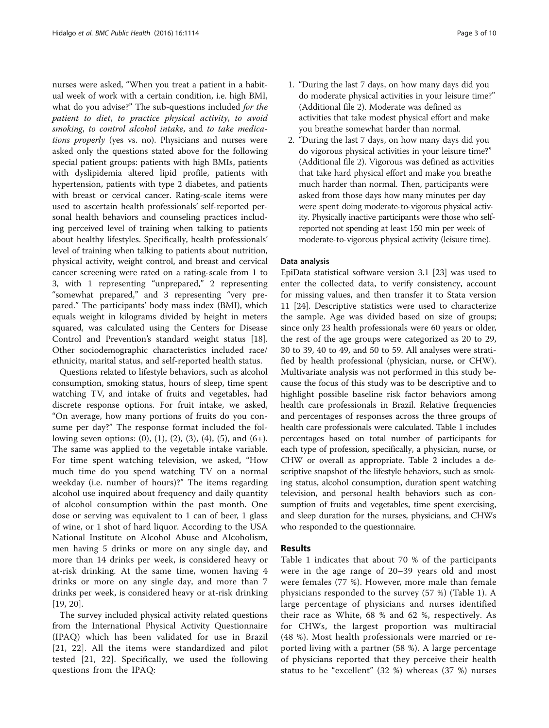nurses were asked, "When you treat a patient in a habitual week of work with a certain condition, i.e. high BMI, what do you advise?" The sub-questions included *for the patient to diet*, *to practice physical activity*, *to avoid smoking*, *to control alcohol intake*, and *to take medications properly* (yes vs. no). Physicians and nurses were asked only the questions stated above for the following special patient groups: patients with high BMIs, patients with dyslipidemia altered lipid profile, patients with hypertension, patients with type 2 diabetes, and patients with breast or cervical cancer. Rating-scale items were used to ascertain health professionals' self-reported personal health behaviors and counseling practices including perceived level of training when talking to patients about healthy lifestyles. Specifically, health professionals' level of training when talking to patients about nutrition, physical activity, weight control, and breast and cervical cancer screening were rated on a rating-scale from 1 to 3, with 1 representing "unprepared," 2 representing "somewhat prepared," and 3 representing "very prepared." The participants' body mass index (BMI), which equals weight in kilograms divided by height in meters squared, was calculated using the Centers for Disease Control and Prevention's standard weight status [18]. Other sociodemographic characteristics included race/ethnicity, marital status, and self-reported health status.

Questions related to lifestyle behaviors, such as alcohol consumption, smoking status, hours of sleep, time spent watching TV, and intake of fruits and vegetables, had discrete response options. For fruit intake, we asked, "On average, how many portions of fruits do you consume per day?" The response format included the following seven options: (0), (1), (2), (3), (4), (5), and (6+). The same was applied to the vegetable intake variable. For time spent watching television, we asked, "How much time do you spend watching TV on a normal weekday (i.e. number of hours)?" The items regarding alcohol use inquired about frequency and daily quantity of alcohol consumption within the past month. One dose or serving was equivalent to 1 can of beer, 1 glass of wine, or 1 shot of hard liquor. According to the USA National Institute on Alcohol Abuse and Alcoholism, men having 5 drinks or more on any single day, and more than 14 drinks per week, is considered heavy or at-risk drinking. At the same time, women having 4 drinks or more on any single day, and more than 7 drinks per week, is considered heavy or at-risk drinking [19, 20].

The survey included physical activity related questions from the International Physical Activity Questionnaire (IPAQ) which has been validated for use in Brazil [21, 22]. All the items were standardized and pilot tested [21, 22]. Specifically, we used the following questions from the IPAQ:

1. "During the last 7 days, on how many days did you do moderate physical activities in your leisure time?" (Additional file 2). Moderate was defined as activities that take modest physical effort and make you breathe somewhat harder than normal.
2. "During the last 7 days, on how many days did you do vigorous physical activities in your leisure time?" (Additional file 2). Vigorous was defined as activities that take hard physical effort and make you breathe much harder than normal. Then, participants were asked from those days how many minutes per day were spent doing moderate-to-vigorous physical activity. Physically inactive participants were those who self-reported not spending at least 150 min per week of moderate-to-vigorous physical activity (leisure time).

### Data analysis

EpiData statistical software version 3.1 [23] was used to enter the collected data, to verify consistency, account for missing values, and then transfer it to Stata version 11 [24]. Descriptive statistics were used to characterize the sample. Age was divided based on size of groups; since only 23 health professionals were 60 years or older, the rest of the age groups were categorized as 20 to 29, 30 to 39, 40 to 49, and 50 to 59. All analyses were stratified by health professional (physician, nurse, or CHW). Multivariate analysis was not performed in this study because the focus of this study was to be descriptive and to highlight possible baseline risk factor behaviors among health care professionals in Brazil. Relative frequencies and percentages of responses across the three groups of health care professionals were calculated. Table 1 includes percentages based on total number of participants for each type of profession, specifically, a physician, nurse, or CHW or overall as appropriate. Table 2 includes a descriptive snapshot of the lifestyle behaviors, such as smoking status, alcohol consumption, duration spent watching television, and personal health behaviors such as consumption of fruits and vegetables, time spent exercising, and sleep duration for the nurses, physicians, and CHWs who responded to the questionnaire.

## Results

Table 1 indicates that about 70 % of the participants were in the age range of 20–39 years old and most were females (77 %). However, more male than female physicians responded to the survey (57 %) (Table 1). A large percentage of physicians and nurses identified their race as White, 68 % and 62 %, respectively. As for CHWs, the largest proportion was multiracial (48 %). Most health professionals were married or reported living with a partner (58 %). A large percentage of physicians reported that they perceive their health status to be "excellent" (32 %) whereas (37 %) nurses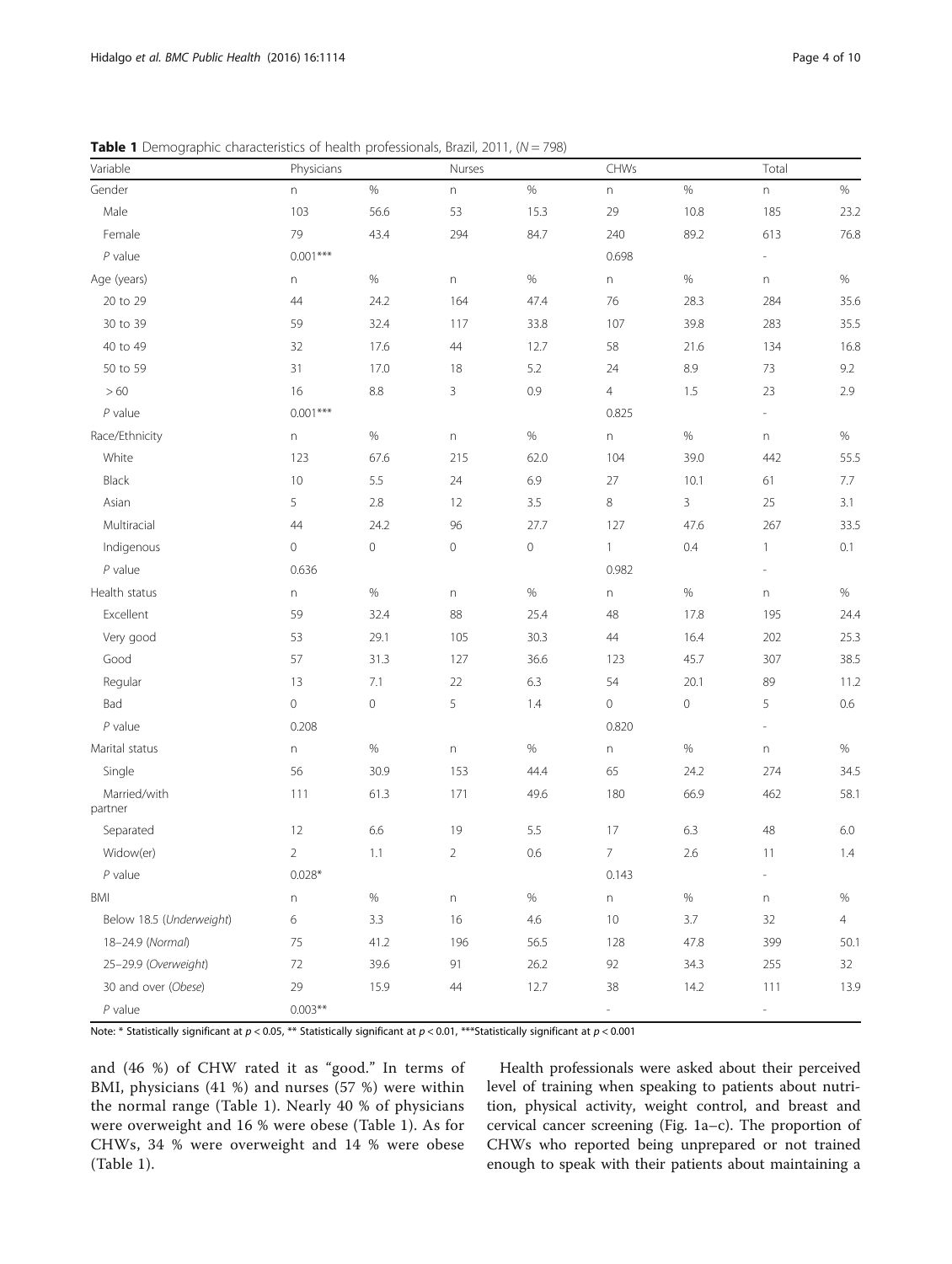**Table 1** Demographic characteristics of health professionals, Brazil, 2011, ($N = 798$)

| Variable | Physicians | | Nurses | | CHWs | | Total | |
|---|---|---|---|---|---|---|---|---|
| Gender | n | % | n | % | n | % | n | % |
| Male | 103 | 56.6 | 53 | 15.3 | 29 | 10.8 | 185 | 23.2 |
| Female | 79 | 43.4 | 294 | 84.7 | 240 | 89.2 | 613 | 76.8 |
| *P* value | 0.001*** | | | | 0.698 | | - | |
| Age (years) | n | % | n | % | n | % | n | % |
| 20 to 29 | 44 | 24.2 | 164 | 47.4 | 76 | 28.3 | 284 | 35.6 |
| 30 to 39 | 59 | 32.4 | 117 | 33.8 | 107 | 39.8 | 283 | 35.5 |
| 40 to 49 | 32 | 17.6 | 44 | 12.7 | 58 | 21.6 | 134 | 16.8 |
| 50 to 59 | 31 | 17.0 | 18 | 5.2 | 24 | 8.9 | 73 | 9.2 |
| > 60 | 16 | 8.8 | 3 | 0.9 | 4 | 1.5 | 23 | 2.9 |
| *P* value | 0.001*** | | | | 0.825 | | - | |
| Race/Ethnicity | n | % | n | % | n | % | n | % |
| White | 123 | 67.6 | 215 | 62.0 | 104 | 39.0 | 442 | 55.5 |
| Black | 10 | 5.5 | 24 | 6.9 | 27 | 10.1 | 61 | 7.7 |
| Asian | 5 | 2.8 | 12 | 3.5 | 8 | 3 | 25 | 3.1 |
| Multiracial | 44 | 24.2 | 96 | 27.7 | 127 | 47.6 | 267 | 33.5 |
| Indigenous | 0 | 0 | 0 | 0 | 1 | 0.4 | 1 | 0.1 |
| *P* value | 0.636 | | | | 0.982 | | - | |
| Health status | n | % | n | % | n | % | n | % |
| Excellent | 59 | 32.4 | 88 | 25.4 | 48 | 17.8 | 195 | 24.4 |
| Very good | 53 | 29.1 | 105 | 30.3 | 44 | 16.4 | 202 | 25.3 |
| Good | 57 | 31.3 | 127 | 36.6 | 123 | 45.7 | 307 | 38.5 |
| Regular | 13 | 7.1 | 22 | 6.3 | 54 | 20.1 | 89 | 11.2 |
| Bad | 0 | 0 | 5 | 1.4 | 0 | 0 | 5 | 0.6 |
| *P* value | 0.208 | | | | 0.820 | | - | |
| Marital status | n | % | n | % | n | % | n | % |
| Single | 56 | 30.9 | 153 | 44.4 | 65 | 24.2 | 274 | 34.5 |
| Married/with partner | 111 | 61.3 | 171 | 49.6 | 180 | 66.9 | 462 | 58.1 |
| Separated | 12 | 6.6 | 19 | 5.5 | 17 | 6.3 | 48 | 6.0 |
| Widow(er) | 2 | 1.1 | 2 | 0.6 | 7 | 2.6 | 11 | 1.4 |
| *P* value | 0.028* | | | | 0.143 | | - | |
| BMI | n | % | n | % | n | % | n | % |
| Below 18.5 (*Underweight*) | 6 | 3.3 | 16 | 4.6 | 10 | 3.7 | 32 | 4 |
| 18–24.9 (*Normal*) | 75 | 41.2 | 196 | 56.5 | 128 | 47.8 | 399 | 50.1 |
| 25–29.9 (*Overweight*) | 72 | 39.6 | 91 | 26.2 | 92 | 34.3 | 255 | 32 |
| 30 and over (*Obese*) | 29 | 15.9 | 44 | 12.7 | 38 | 14.2 | 111 | 13.9 |
| *P* value | 0.003** | | | | - | | - | |

Note: * Statistically significant at $p < 0.05$, ** Statistically significant at $p < 0.01$, ***Statistically significant at $p < 0.001$

and (46 %) of CHW rated it as "good." In terms of BMI, physicians (41 %) and nurses (57 %) were within the normal range (Table 1). Nearly 40 % of physicians were overweight and 16 % were obese (Table 1). As for CHWs, 34 % were overweight and 14 % were obese (Table 1).

Health professionals were asked about their perceived level of training when speaking to patients about nutrition, physical activity, weight control, and breast and cervical cancer screening (Fig. 1a–c). The proportion of CHWs who reported being unprepared or not trained enough to speak with their patients about maintaining a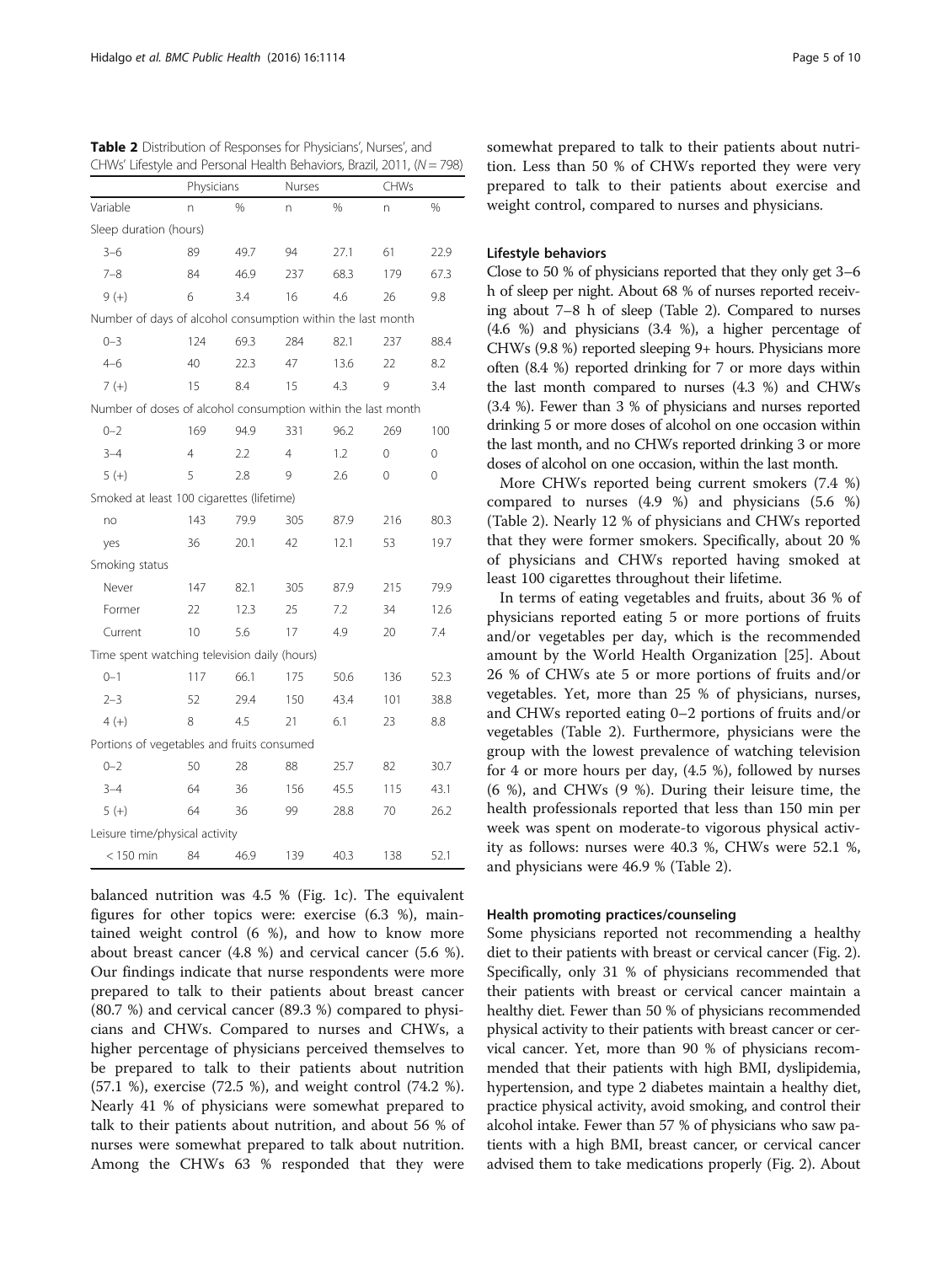**Table 2** Distribution of Responses for Physicians', Nurses', and CHWs' Lifestyle and Personal Health Behaviors, Brazil, 2011, (*N* = 798)

| | Physicians | | Nurses | | CHWs | |
|---|---|---|---|---|---|---|
| Variable | n | % | n | % | n | % |
| Sleep duration (hours) | | | | | | |
| 3–6 | 89 | 49.7 | 94 | 27.1 | 61 | 22.9 |
| 7–8 | 84 | 46.9 | 237 | 68.3 | 179 | 67.3 |
| 9 (+) | 6 | 3.4 | 16 | 4.6 | 26 | 9.8 |
| Number of days of alcohol consumption within the last month | | | | | | |
| 0–3 | 124 | 69.3 | 284 | 82.1 | 237 | 88.4 |
| 4–6 | 40 | 22.3 | 47 | 13.6 | 22 | 8.2 |
| 7 (+) | 15 | 8.4 | 15 | 4.3 | 9 | 3.4 |
| Number of doses of alcohol consumption within the last month | | | | | | |
| 0–2 | 169 | 94.9 | 331 | 96.2 | 269 | 100 |
| 3–4 | 4 | 2.2 | 4 | 1.2 | 0 | 0 |
| 5 (+) | 5 | 2.8 | 9 | 2.6 | 0 | 0 |
| Smoked at least 100 cigarettes (lifetime) | | | | | | |
| no | 143 | 79.9 | 305 | 87.9 | 216 | 80.3 |
| yes | 36 | 20.1 | 42 | 12.1 | 53 | 19.7 |
| Smoking status | | | | | | |
| Never | 147 | 82.1 | 305 | 87.9 | 215 | 79.9 |
| Former | 22 | 12.3 | 25 | 7.2 | 34 | 12.6 |
| Current | 10 | 5.6 | 17 | 4.9 | 20 | 7.4 |
| Time spent watching television daily (hours) | | | | | | |
| 0–1 | 117 | 66.1 | 175 | 50.6 | 136 | 52.3 |
| 2–3 | 52 | 29.4 | 150 | 43.4 | 101 | 38.8 |
| 4 (+) | 8 | 4.5 | 21 | 6.1 | 23 | 8.8 |
| Portions of vegetables and fruits consumed | | | | | | |
| 0–2 | 50 | 28 | 88 | 25.7 | 82 | 30.7 |
| 3–4 | 64 | 36 | 156 | 45.5 | 115 | 43.1 |
| 5 (+) | 64 | 36 | 99 | 28.8 | 70 | 26.2 |
| Leisure time/physical activity | | | | | | |
| < 150 min | 84 | 46.9 | 139 | 40.3 | 138 | 52.1 |

balanced nutrition was 4.5 % (Fig. 1c). The equivalent figures for other topics were: exercise (6.3 %), maintained weight control (6 %), and how to know more about breast cancer (4.8 %) and cervical cancer (5.6 %). Our findings indicate that nurse respondents were more prepared to talk to their patients about breast cancer (80.7 %) and cervical cancer (89.3 %) compared to physicians and CHWs. Compared to nurses and CHWs, a higher percentage of physicians perceived themselves to be prepared to talk to their patients about nutrition (57.1 %), exercise (72.5 %), and weight control (74.2 %). Nearly 41 % of physicians were somewhat prepared to talk to their patients about nutrition, and about 56 % of nurses were somewhat prepared to talk about nutrition. Among the CHWs 63 % responded that they were somewhat prepared to talk to their patients about nutrition. Less than 50 % of CHWs reported they were very prepared to talk to their patients about exercise and weight control, compared to nurses and physicians.

#### Lifestyle behaviors

Close to 50 % of physicians reported that they only get 3–6 h of sleep per night. About 68 % of nurses reported receiving about 7–8 h of sleep (Table 2). Compared to nurses (4.6 %) and physicians (3.4 %), a higher percentage of CHWs (9.8 %) reported sleeping 9+ hours. Physicians more often (8.4 %) reported drinking for 7 or more days within the last month compared to nurses (4.3 %) and CHWs (3.4 %). Fewer than 3 % of physicians and nurses reported drinking 5 or more doses of alcohol on one occasion within the last month, and no CHWs reported drinking 3 or more doses of alcohol on one occasion, within the last month.

More CHWs reported being current smokers (7.4 %) compared to nurses (4.9 %) and physicians (5.6 %) (Table 2). Nearly 12 % of physicians and CHWs reported that they were former smokers. Specifically, about 20 % of physicians and CHWs reported having smoked at least 100 cigarettes throughout their lifetime.

In terms of eating vegetables and fruits, about 36 % of physicians reported eating 5 or more portions of fruits and/or vegetables per day, which is the recommended amount by the World Health Organization [25]. About 26 % of CHWs ate 5 or more portions of fruits and/or vegetables. Yet, more than 25 % of physicians, nurses, and CHWs reported eating 0–2 portions of fruits and/or vegetables (Table 2). Furthermore, physicians were the group with the lowest prevalence of watching television for 4 or more hours per day, (4.5 %), followed by nurses (6 %), and CHWs (9 %). During their leisure time, the health professionals reported that less than 150 min per week was spent on moderate-to vigorous physical activity as follows: nurses were 40.3 %, CHWs were 52.1 %, and physicians were 46.9 % (Table 2).

#### Health promoting practices/counseling

Some physicians reported not recommending a healthy diet to their patients with breast or cervical cancer (Fig. 2). Specifically, only 31 % of physicians recommended that their patients with breast or cervical cancer maintain a healthy diet. Fewer than 50 % of physicians recommended physical activity to their patients with breast cancer or cervical cancer. Yet, more than 90 % of physicians recommended that their patients with high BMI, dyslipidemia, hypertension, and type 2 diabetes maintain a healthy diet, practice physical activity, avoid smoking, and control their alcohol intake. Fewer than 57 % of physicians who saw patients with a high BMI, breast cancer, or cervical cancer advised them to take medications properly (Fig. 2). About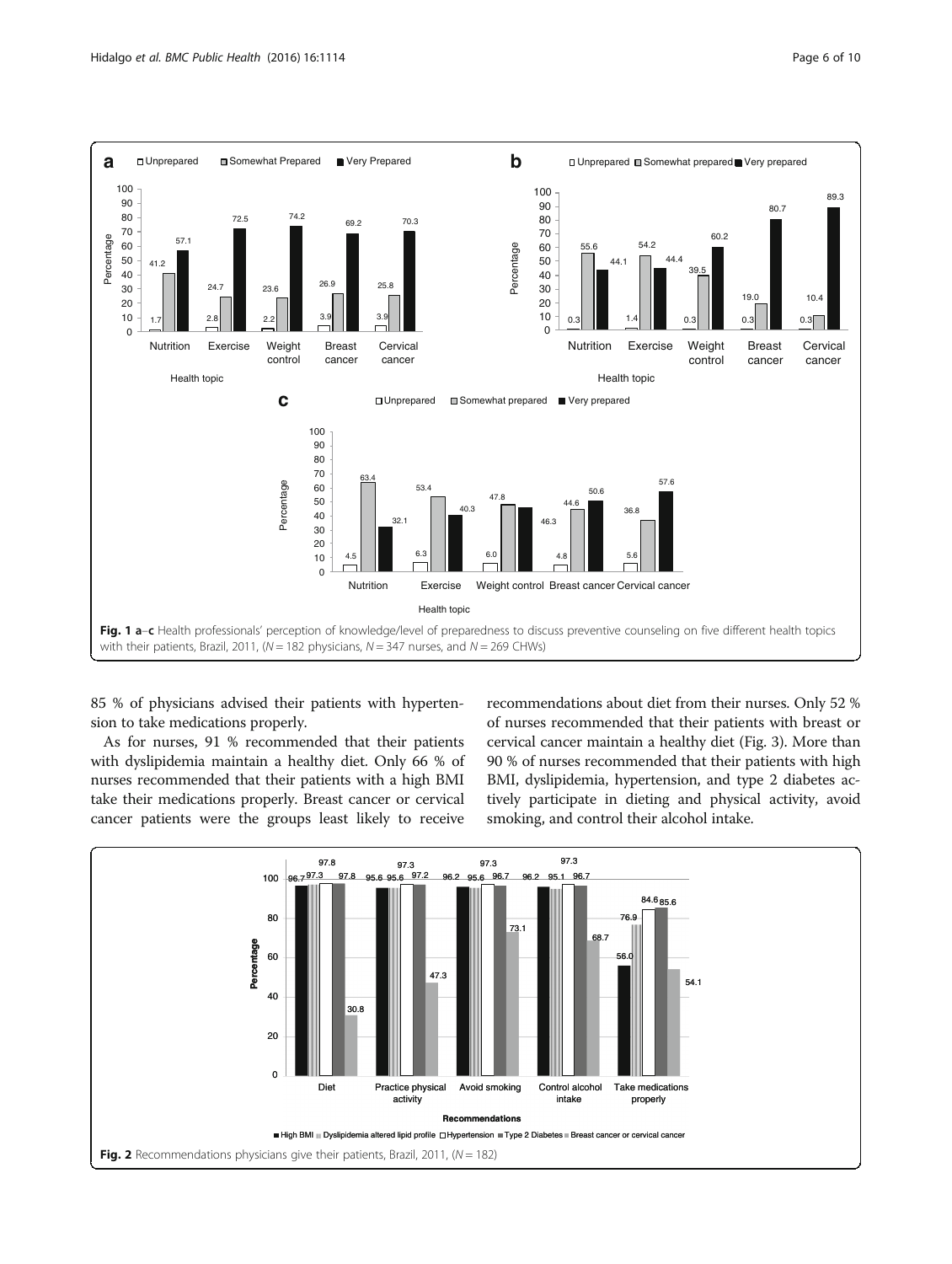Fig. 1 a–c Health professionals' perception of knowledge/level of preparedness to discuss preventive counseling on five different health topics with their patients, Brazil, 2011, ($N = 182$ physicians, $N = 347$ nurses, and $N = 269$ CHWs)

85 % of physicians advised their patients with hypertension to take medications properly.

As for nurses, 91 % recommended that their patients with dyslipidemia maintain a healthy diet. Only 66 % of nurses recommended that their patients with a high BMI take their medications properly. Breast cancer or cervical cancer patients were the groups least likely to receive recommendations about diet from their nurses. Only 52 % of nurses recommended that their patients with breast or cervical cancer maintain a healthy diet (Fig. 3). More than 90 % of nurses recommended that their patients with high BMI, dyslipidemia, hypertension, and type 2 diabetes actively participate in dieting and physical activity, avoid smoking, and control their alcohol intake.

Fig. 2 Recommendations physicians give their patients, Brazil, 2011, ($N = 182$)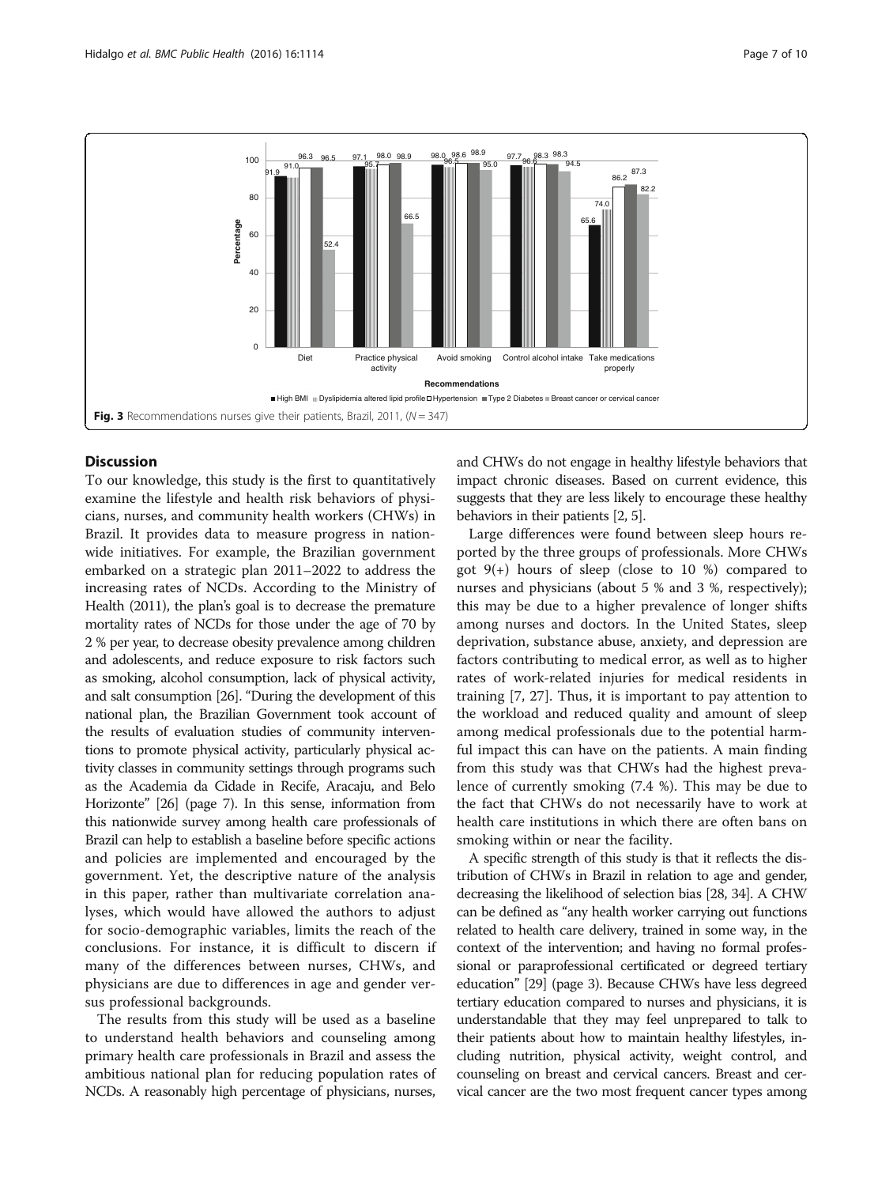Fig. 3 Recommendations nurses give their patients, Brazil, 2011, (N = 347)

## Discussion

To our knowledge, this study is the first to quantitatively examine the lifestyle and health risk behaviors of physicians, nurses, and community health workers (CHWs) in Brazil. It provides data to measure progress in nationwide initiatives. For example, the Brazilian government embarked on a strategic plan 2011–2022 to address the increasing rates of NCDs. According to the Ministry of Health (2011), the plan's goal is to decrease the premature mortality rates of NCDs for those under the age of 70 by 2 % per year, to decrease obesity prevalence among children and adolescents, and reduce exposure to risk factors such as smoking, alcohol consumption, lack of physical activity, and salt consumption [26]. "During the development of this national plan, the Brazilian Government took account of the results of evaluation studies of community interventions to promote physical activity, particularly physical activity classes in community settings through programs such as the Academia da Cidade in Recife, Aracaju, and Belo Horizonte" [26] (page 7). In this sense, information from this nationwide survey among health care professionals of Brazil can help to establish a baseline before specific actions and policies are implemented and encouraged by the government. Yet, the descriptive nature of the analysis in this paper, rather than multivariate correlation analyses, which would have allowed the authors to adjust for socio-demographic variables, limits the reach of the conclusions. For instance, it is difficult to discern if many of the differences between nurses, CHWs, and physicians are due to differences in age and gender versus professional backgrounds.

The results from this study will be used as a baseline to understand health behaviors and counseling among primary health care professionals in Brazil and assess the ambitious national plan for reducing population rates of NCDs. A reasonably high percentage of physicians, nurses, and CHWs do not engage in healthy lifestyle behaviors that impact chronic diseases. Based on current evidence, this suggests that they are less likely to encourage these healthy behaviors in their patients [2, 5].

Large differences were found between sleep hours reported by the three groups of professionals. More CHWs got 9(+) hours of sleep (close to 10 %) compared to nurses and physicians (about 5 % and 3 %, respectively); this may be due to a higher prevalence of longer shifts among nurses and doctors. In the United States, sleep deprivation, substance abuse, anxiety, and depression are factors contributing to medical error, as well as to higher rates of work-related injuries for medical residents in training [7, 27]. Thus, it is important to pay attention to the workload and reduced quality and amount of sleep among medical professionals due to the potential harmful impact this can have on the patients. A main finding from this study was that CHWs had the highest prevalence of currently smoking (7.4 %). This may be due to the fact that CHWs do not necessarily have to work at health care institutions in which there are often bans on smoking within or near the facility.

A specific strength of this study is that it reflects the distribution of CHWs in Brazil in relation to age and gender, decreasing the likelihood of selection bias [28, 34]. A CHW can be defined as "any health worker carrying out functions related to health care delivery, trained in some way, in the context of the intervention; and having no formal professional or paraprofessional certificated or degreed tertiary education" [29] (page 3). Because CHWs have less degreed tertiary education compared to nurses and physicians, it is understandable that they may feel unprepared to talk to their patients about how to maintain healthy lifestyles, including nutrition, physical activity, weight control, and counseling on breast and cervical cancers. Breast and cervical cancer are the two most frequent cancer types among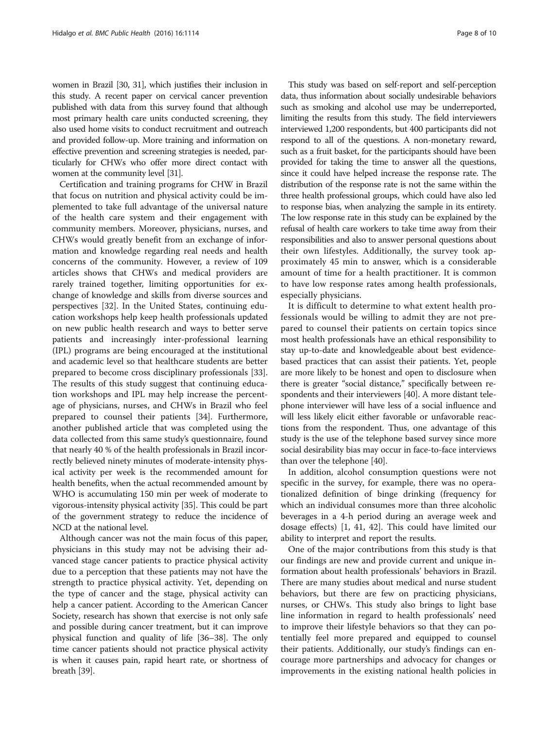women in Brazil [30, 31], which justifies their inclusion in this study. A recent paper on cervical cancer prevention published with data from this survey found that although most primary health care units conducted screening, they also used home visits to conduct recruitment and outreach and provided follow-up. More training and information on effective prevention and screening strategies is needed, particularly for CHWs who offer more direct contact with women at the community level [31].

Certification and training programs for CHW in Brazil that focus on nutrition and physical activity could be implemented to take full advantage of the universal nature of the health care system and their engagement with community members. Moreover, physicians, nurses, and CHWs would greatly benefit from an exchange of information and knowledge regarding real needs and health concerns of the community. However, a review of 109 articles shows that CHWs and medical providers are rarely trained together, limiting opportunities for exchange of knowledge and skills from diverse sources and perspectives [32]. In the United States, continuing education workshops help keep health professionals updated on new public health research and ways to better serve patients and increasingly inter-professional learning (IPL) programs are being encouraged at the institutional and academic level so that healthcare students are better prepared to become cross disciplinary professionals [33]. The results of this study suggest that continuing education workshops and IPL may help increase the percentage of physicians, nurses, and CHWs in Brazil who feel prepared to counsel their patients [34]. Furthermore, another published article that was completed using the data collected from this same study's questionnaire, found that nearly 40 % of the health professionals in Brazil incorrectly believed ninety minutes of moderate-intensity physical activity per week is the recommended amount for health benefits, when the actual recommended amount by WHO is accumulating 150 min per week of moderate to vigorous-intensity physical activity [35]. This could be part of the government strategy to reduce the incidence of NCD at the national level.

Although cancer was not the main focus of this paper, physicians in this study may not be advising their advanced stage cancer patients to practice physical activity due to a perception that these patients may not have the strength to practice physical activity. Yet, depending on the type of cancer and the stage, physical activity can help a cancer patient. According to the American Cancer Society, research has shown that exercise is not only safe and possible during cancer treatment, but it can improve physical function and quality of life [36–38]. The only time cancer patients should not practice physical activity is when it causes pain, rapid heart rate, or shortness of breath [39].

This study was based on self-report and self-perception data, thus information about socially undesirable behaviors such as smoking and alcohol use may be underreported, limiting the results from this study. The field interviewers interviewed 1,200 respondents, but 400 participants did not respond to all of the questions. A non-monetary reward, such as a fruit basket, for the participants should have been provided for taking the time to answer all the questions, since it could have helped increase the response rate. The distribution of the response rate is not the same within the three health professional groups, which could have also led to response bias, when analyzing the sample in its entirety. The low response rate in this study can be explained by the refusal of health care workers to take time away from their responsibilities and also to answer personal questions about their own lifestyles. Additionally, the survey took approximately 45 min to answer, which is a considerable amount of time for a health practitioner. It is common to have low response rates among health professionals, especially physicians.

It is difficult to determine to what extent health professionals would be willing to admit they are not prepared to counsel their patients on certain topics since most health professionals have an ethical responsibility to stay up-to-date and knowledgeable about best evidence-based practices that can assist their patients. Yet, people are more likely to be honest and open to disclosure when there is greater "social distance," specifically between respondents and their interviewers [40]. A more distant telephone interviewer will have less of a social influence and will less likely elicit either favorable or unfavorable reactions from the respondent. Thus, one advantage of this study is the use of the telephone based survey since more social desirability bias may occur in face-to-face interviews than over the telephone [40].

In addition, alcohol consumption questions were not specific in the survey, for example, there was no operationalized definition of binge drinking (frequency for which an individual consumes more than three alcoholic beverages in a 4-h period during an average week and dosage effects) [1, 41, 42]. This could have limited our ability to interpret and report the results.

One of the major contributions from this study is that our findings are new and provide current and unique information about health professionals' behaviors in Brazil. There are many studies about medical and nurse student behaviors, but there are few on practicing physicians, nurses, or CHWs. This study also brings to light base line information in regard to health professionals' need to improve their lifestyle behaviors so that they can potentially feel more prepared and equipped to counsel their patients. Additionally, our study's findings can encourage more partnerships and advocacy for changes or improvements in the existing national health policies in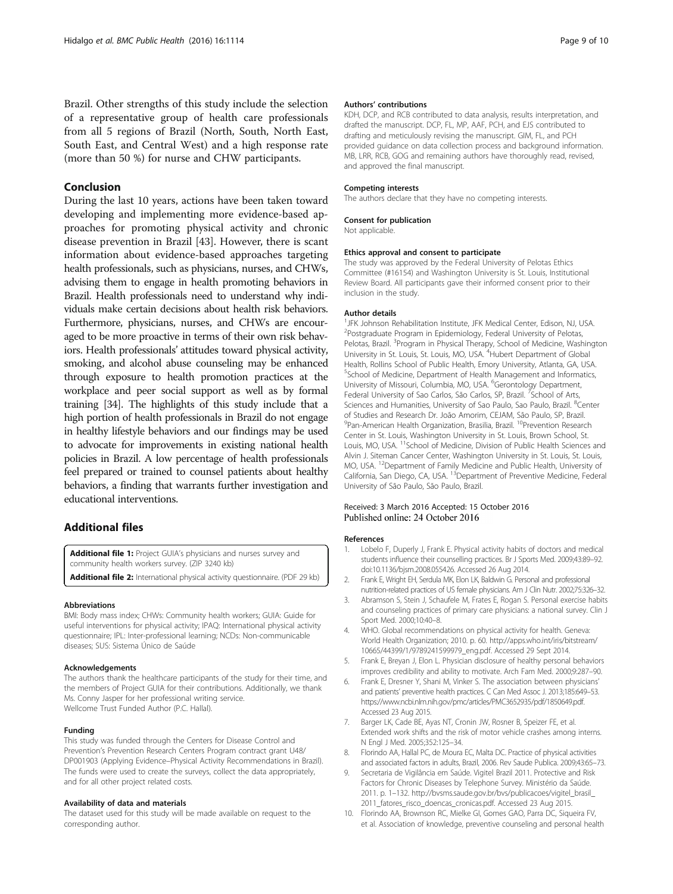Brazil. Other strengths of this study include the selection of a representative group of health care professionals from all 5 regions of Brazil (North, South, North East, South East, and Central West) and a high response rate (more than 50 %) for nurse and CHW participants.

## Conclusion

During the last 10 years, actions have been taken toward developing and implementing more evidence-based approaches for promoting physical activity and chronic disease prevention in Brazil [43]. However, there is scant information about evidence-based approaches targeting health professionals, such as physicians, nurses, and CHWs, advising them to engage in health promoting behaviors in Brazil. Health professionals need to understand why individuals make certain decisions about health risk behaviors. Furthermore, physicians, nurses, and CHWs are encouraged to be more proactive in terms of their own risk behaviors. Health professionals' attitudes toward physical activity, smoking, and alcohol abuse counseling may be enhanced through exposure to health promotion practices at the workplace and peer social support as well as by formal training [34]. The highlights of this study include that a high portion of health professionals in Brazil do not engage in healthy lifestyle behaviors and our findings may be used to advocate for improvements in existing national health policies in Brazil. A low percentage of health professionals feel prepared or trained to counsel patients about healthy behaviors, a finding that warrants further investigation and educational interventions.

## Additional files

**Additional file 1:** Project GUIA's physicians and nurses survey and community health workers survey. (ZIP 3240 kb)

**Additional file 2:** International physical activity questionnaire. (PDF 29 kb)

#### Abbreviations

BMI: Body mass index; CHWs: Community health workers; GUIA: Guide for useful interventions for physical activity; IPAQ: International physical activity questionnaire; IPL: Inter-professional learning; NCDs: Non-communicable diseases; SUS: Sistema Único de Saúde

#### Acknowledgements

The authors thank the healthcare participants of the study for their time, and the members of Project GUIA for their contributions. Additionally, we thank Ms. Conny Jasper for her professional writing service.
Wellcome Trust Funded Author (P.C. Hallal).

#### Funding

This study was funded through the Centers for Disease Control and Prevention's Prevention Research Centers Program contract grant U48/DP001903 (Applying Evidence–Physical Activity Recommendations in Brazil). The funds were used to create the surveys, collect the data appropriately, and for all other project related costs.

#### Availability of data and materials

The dataset used for this study will be made available on request to the corresponding author.

#### Authors' contributions

KDH, DCP, and RCB contributed to data analysis, results interpretation, and drafted the manuscript. DCP, FL, MP, AAF, PCH, and EJS contributed to drafting and meticulously revising the manuscript. GIM, FL, and PCH provided guidance on data collection process and background information. MB, LRR, RCB, GOG and remaining authors have thoroughly read, revised, and approved the final manuscript.

#### Competing interests

The authors declare that they have no competing interests.

#### Consent for publication

Not applicable.

#### Ethics approval and consent to participate

The study was approved by the Federal University of Pelotas Ethics Committee (#16154) and Washington University is St. Louis, Institutional Review Board. All participants gave their informed consent prior to their inclusion in the study.

#### Author details

[1]JFK Johnson Rehabilitation Institute, JFK Medical Center, Edison, NJ, USA. [2]Postgraduate Program in Epidemiology, Federal University of Pelotas, Pelotas, Brazil. [3]Program in Physical Therapy, School of Medicine, Washington University in St. Louis, St. Louis, MO, USA. [4]Hubert Department of Global Health, Rollins School of Public Health, Emory University, Atlanta, GA, USA. [5]School of Medicine, Department of Health Management and Informatics, University of Missouri, Columbia, MO, USA. [6]Gerontology Department, Federal University of Sao Carlos, São Carlos, SP, Brazil. [7]School of Arts, Sciences and Humanities, University of Sao Paulo, Sao Paulo, Brazil. [8]Center of Studies and Research Dr. João Amorim, CEJAM, São Paulo, SP, Brazil. [9]Pan-American Health Organization, Brasilia, Brazil. [10]Prevention Research Center in St. Louis, Washington University in St. Louis, Brown School, St. Louis, MO, USA. [11]School of Medicine, Division of Public Health Sciences and Alvin J. Siteman Cancer Center, Washington University in St. Louis, St. Louis, MO, USA. [12]Department of Family Medicine and Public Health, University of California, San Diego, CA, USA. [13]Department of Preventive Medicine, Federal University of São Paulo, São Paulo, Brazil.

Received: 3 March 2016 Accepted: 15 October 2016
Published online: 24 October 2016

#### References

1. Lobelo F, Duperly J, Frank E. Physical activity habits of doctors and medical students influence their counselling practices. Br J Sports Med. 2009;43:89–92. doi:10.1136/bjsm.2008.055426. Accessed 26 Aug 2014.
2. Frank E, Wright EH, Serdula MK, Elon LK, Baldwin G. Personal and professional nutrition-related practices of US female physicians. Am J Clin Nutr. 2002;75:326–32.
3. Abramson S, Stein J, Schaufele M, Frates E, Rogan S. Personal exercise habits and counseling practices of primary care physicians: a national survey. Clin J Sport Med. 2000;10:40–8.
4. WHO. Global recommendations on physical activity for health. Geneva: World Health Organization; 2010. p. 60. http://apps.who.int/iris/bitstream/10665/44399/1/9789241599979_eng.pdf. Accessed 29 Sept 2014.
5. Frank E, Breyan J, Elon L. Physician disclosure of healthy personal behaviors improves credibility and ability to motivate. Arch Fam Med. 2000;9:287–90.
6. Frank E, Dresner Y, Shani M, Vinker S. The association between physicians' and patients' preventive health practices. C Can Med Assoc J. 2013;185:649–53. https://www.ncbi.nlm.nih.gov/pmc/articles/PMC3652935/pdf/1850649.pdf. Accessed 23 Aug 2015.
7. Barger LK, Cade BE, Ayas NT, Cronin JW, Rosner B, Speizer FE, et al. Extended work shifts and the risk of motor vehicle crashes among interns. N Engl J Med. 2005;352:125–34.
8. Florindo AA, Hallal PC, de Moura EC, Malta DC. Practice of physical activities and associated factors in adults, Brazil, 2006. Rev Saude Publica. 2009;43:65–73.
9. Secretaria de Vigilância em Saúde. Vigitel Brazil 2011. Protective and Risk Factors for Chronic Diseases by Telephone Survey. Ministério da Saúde. 2011. p. 1–132. http://bvsms.saude.gov.br/bvs/publicacoes/vigitel_brasil_2011_fatores_risco_doencas_cronicas.pdf. Accessed 23 Aug 2015.
10. Florindo AA, Brownson RC, Mielke GI, Gomes GAO, Parra DC, Siqueira FV, et al. Association of knowledge, preventive counseling and personal health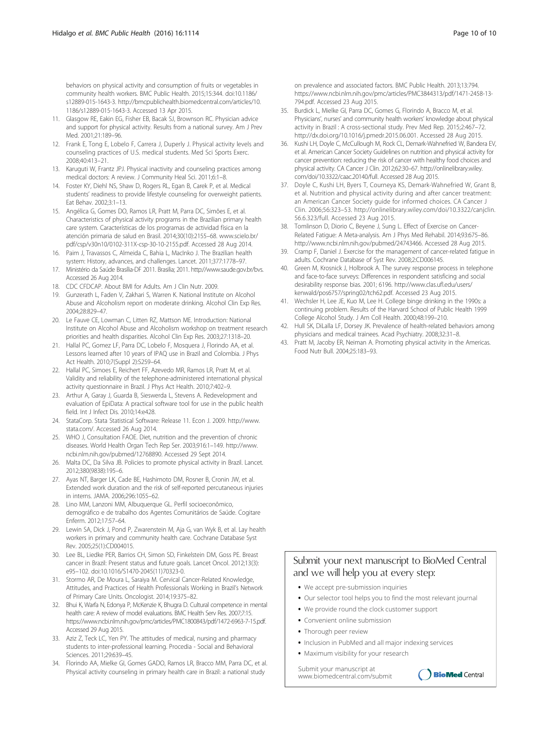behaviors on physical activity and consumption of fruits or vegetables in community health workers. BMC Public Health. 2015;15:344. doi:10.1186/s12889-015-1643-3. http://bmcpublichealth.biomedcentral.com/articles/10.1186/s12889-015-1643-3. Accessed 13 Apr 2015.

11. Glasgow RE, Eakin EG, Fisher EB, Bacak SJ, Brownson RC. Physician advice and support for physical activity. Results from a national survey. Am J Prev Med. 2001;21:189–96.
12. Frank E, Tong E, Lobelo F, Carrera J, Duperly J. Physical activity levels and counseling practices of U.S. medical students. Med Sci Sports Exerc. 2008;40:413–21.
13. Karuguti W, Frantz JPJ. Physical inactivity and counseling practices among medical doctors: A review. J Community Heal Sci. 2011;6:1–8.
14. Foster KY, Diehl NS, Shaw D, Rogers RL, Egan B, Carek P, et al. Medical students' readiness to provide lifestyle counseling for overweight patients. Eat Behav. 2002;3:1–13.
15. Angélica G, Gomes DO, Ramos LR, Pratt M, Parra DC, Simões E, et al. Characteristics of physical activity programs in the Brazilian primary health care system. Características de los programas de actividad física en la atención primaria de salud en Brasil. 2014;30(10):2155–68. www.scielo.br/pdf/csp/v30n10/0102-311X-csp-30-10-2155.pdf. Accessed 28 Aug 2014.
16. Paim J, Travassos C, Almeida C, Bahia L, MacInko J. The Brazilian health system: History, advances, and challenges. Lancet. 2011;377:1778–97.
17. Ministério da Saúde Brasília-DF 2011. Brasilia; 2011. http://www.saude.gov.br/bvs. Accessed 26 Aug 2014.
18. CDC CFDCAP. About BMI for Adults. Am J Clin Nutr. 2009.
19. Gunzerath L, Faden V, Zakhari S, Warren K. National Institute on Alcohol Abuse and Alcoholism report on moderate drinking. Alcohol Clin Exp Res. 2004;28:829–47.
20. Le Fauve CE, Lowman C, Litten RZ, Mattson ME. Introduction: National Institute on Alcohol Abuse and Alcoholism workshop on treatment research priorities and health disparities. Alcohol Clin Exp Res. 2003;27:1318–20.
21. Hallal PC, Gomez LF, Parra DC, Lobelo F, Mosquera J, Florindo AA, et al. Lessons learned after 10 years of IPAQ use in Brazil and Colombia. J Phys Act Health. 2010;7(Suppl 2):S259–64.
22. Hallal PC, Simoes E, Reichert FF, Azevedo MR, Ramos LR, Pratt M, et al. Validity and reliability of the telephone-administered international physical activity questionnaire in Brazil. J Phys Act Health. 2010;7:402–9.
23. Arthur A, Garay J, Guarda B, Sieswerda L, Stevens A. Redevelopment and evaluation of EpiData: A practical software tool for use in the public health field. Int J Infect Dis. 2010;14:e428.
24. StataCorp. Stata Statistical Software: Release 11. Econ J. 2009. http://www.stata.com/. Accessed 26 Aug 2014.
25. WHO J, Consultation FAOE. Diet, nutrition and the prevention of chronic diseases. World Health Organ Tech Rep Ser. 2003;916:1–149. http://www.ncbi.nlm.nih.gov/pubmed/12768890. Accessed 29 Sept 2014.
26. Malta DC, Da Silva JB. Policies to promote physical activity in Brazil. Lancet. 2012;380(9838):195–6.
27. Ayas NT, Barger LK, Cade BE, Hashimoto DM, Rosner B, Cronin JW, et al. Extended work duration and the risk of self-reported percutaneous injuries in interns. JAMA. 2006;296:1055–62.
28. Lino MM, Lanzoni MM, Albuquerque GL. Perfil socioeconômico, demográfico e de trabalho dos Agentes Comunitários de Saúde. Cogitare Enferm. 2012;17:57–64.
29. Lewin SA, Dick J, Pond P, Zwarenstein M, Aja G, van Wyk B, et al. Lay health workers in primary and community health care. Cochrane Database Syst Rev. 2005;25(1):CD004015.
30. Lee BL, Liedke PER, Barrios CH, Simon SD, Finkelstein DM, Goss PE. Breast cancer in Brazil: Present status and future goals. Lancet Oncol. 2012;13(3):e95–102. doi:10.1016/S1470-2045(11)70323-0.
31. Stormo AR, De Moura L, Saraiya M. Cervical Cancer-Related Knowledge, Attitudes, and Practices of Health Professionals Working in Brazil's Network of Primary Care Units. Oncologist. 2014;19:375–82.
32. Bhui K, Warfa N, Edonya P, McKenzie K, Bhugra D. Cultural competence in mental health care: A review of model evaluations. BMC Health Serv Res. 2007;7:15. https://www.ncbi.nlm.nih.gov/pmc/articles/PMC1800843/pdf/1472-6963-7-15.pdf. Accessed 29 Aug 2015.
33. Aziz Z, Teck LC, Yen PY. The attitudes of medical, nursing and pharmacy students to inter-professional learning. Procedia - Social and Behavioral Sciences. 2011;29:639–45.
34. Florindo AA, Mielke GI, Gomes GADO, Ramos LR, Bracco MM, Parra DC, et al. Physical activity counseling in primary health care in Brazil: a national study on prevalence and associated factors. BMC Public Health. 2013;13:794. https://www.ncbi.nlm.nih.gov/pmc/articles/PMC3844313/pdf/1471-2458-13-794.pdf. Accessed 23 Aug 2015.
35. Burdick L, Mielke GI, Parra DC, Gomes G, Florindo A, Bracco M, et al. Physicians', nurses' and community health workers' knowledge about physical activity in Brazil : A cross-sectional study. Prev Med Rep. 2015;2:467–72. http://dx.doi.org/10.1016/j.pmedr.2015.06.001. Accessed 28 Aug 2015.
36. Kushi LH, Doyle C, McCullough M, Rock CL, Demark-Wahnefried W, Bandera EV, et al. American Cancer Society Guidelines on nutrition and physical activity for cancer prevention: reducing the risk of cancer with healthy food choices and physical activity. CA Cancer J Clin. 2012;62:30–67. http://onlinelibrary.wiley.com/doi/10.3322/caac.20140/full. Accessed 28 Aug 2015.
37. Doyle C, Kushi LH, Byers T, Courneya KS, Demark-Wahnefried W, Grant B, et al. Nutrition and physical activity during and after cancer treatment: an American Cancer Society guide for informed choices. CA Cancer J Clin. 2006;56:323–53. http://onlinelibrary.wiley.com/doi/10.3322/canjclin.56.6.323/full. Accessed 23 Aug 2015.
38. Tomlinson D, Diorio C, Beyene J, Sung L. Effect of Exercise on Cancer-Related Fatigue: A Meta-analysis. Am J Phys Med Rehabil. 2014;93:675–86. http://www.ncbi.nlm.nih.gov/pubmed/24743466. Accessed 28 Aug 2015.
39. Cramp F, Daniel J. Exercise for the management of cancer-related fatigue in adults. Cochrane Database of Syst Rev. 2008;2:CD006145.
40. Green M, Krosnick J, Holbrook A. The survey response process in telephone and face-to-face surveys: Differences in respondent satisficing and social desirability response bias. 2001; 6196. http://www.clas.ufl.edu/users/kenwald/pos6757/spring02/tch62.pdf. Accessed 23 Aug 2015.
41. Wechsler H, Lee JE, Kuo M, Lee H. College binge drinking in the 1990s: a continuing problem. Results of the Harvard School of Public Health 1999 College Alcohol Study. J Am Coll Health. 2000;48:199–210.
42. Hull SK, DiLalla LF, Dorsey JK. Prevalence of health-related behaviors among physicians and medical trainees. Acad Psychiatry. 2008;32:31–8.
43. Pratt M, Jacoby ER, Neiman A. Promoting physical activity in the Americas. Food Nutr Bull. 2004;25:183–93.

Submit your next manuscript to BioMed Central and we will help you at every step:

- We accept pre-submission inquiries
- Our selector tool helps you to find the most relevant journal
- We provide round the clock customer support
- Convenient online submission
- Thorough peer review
- Inclusion in PubMed and all major indexing services
- Maximum visibility for your research

Submit your manuscript at www.biomedcentral.com/submit

BioMed Central